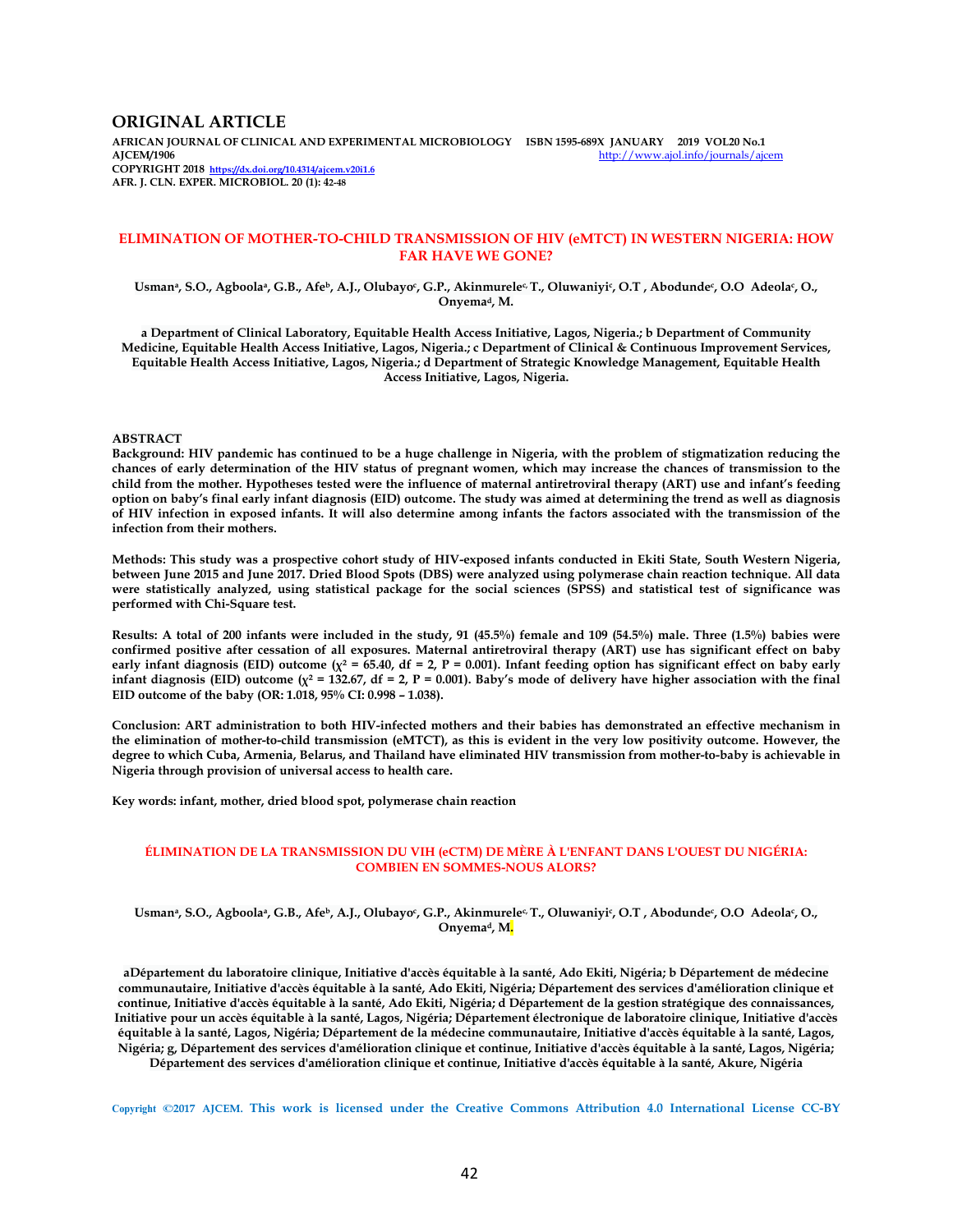# ORIGINAL ARTICLE

**AFRICAN JOURNAL OF CLINICAL AND EXPERIMENTAL MICROBIOLOGY ISBN 1595-689X JANUARY 2019 VOL20 No.1**
**AJCEM/1906** http://www.ajol.info/journals/ajcem
**COPYRIGHT 2018** https://dx.doi.org/10.4314/ajcem.v20i1.6
**AFR. J. CLN. EXPER. MICROBIOL. 20 (1): 42-48**

## ELIMINATION OF MOTHER-TO-CHILD TRANSMISSION OF HIV (eMTCT) IN WESTERN NIGERIA: HOW FAR HAVE WE GONE?

**Usman[a], S.O., Agboola[a], G.B., Afe[b], A.J., Olubayo[c], G.P., Akinmurele[c], T., Oluwaniyi[c], O.T , Abodunde[c], O.O Adeola[c], O., Onyema[d], M.**

**a Department of Clinical Laboratory, Equitable Health Access Initiative, Lagos, Nigeria.; b Department of Community Medicine, Equitable Health Access Initiative, Lagos, Nigeria.; c Department of Clinical & Continuous Improvement Services, Equitable Health Access Initiative, Lagos, Nigeria.; d Department of Strategic Knowledge Management, Equitable Health Access Initiative, Lagos, Nigeria.**

### ABSTRACT

**Background: HIV pandemic has continued to be a huge challenge in Nigeria, with the problem of stigmatization reducing the chances of early determination of the HIV status of pregnant women, which may increase the chances of transmission to the child from the mother. Hypotheses tested were the influence of maternal antiretroviral therapy (ART) use and infant's feeding option on baby's final early infant diagnosis (EID) outcome. The study was aimed at determining the trend as well as diagnosis of HIV infection in exposed infants. It will also determine among infants the factors associated with the transmission of the infection from their mothers.**

**Methods: This study was a prospective cohort study of HIV-exposed infants conducted in Ekiti State, South Western Nigeria, between June 2015 and June 2017. Dried Blood Spots (DBS) were analyzed using polymerase chain reaction technique. All data were statistically analyzed, using statistical package for the social sciences (SPSS) and statistical test of significance was performed with Chi-Square test.**

**Results: A total of 200 infants were included in the study, 91 (45.5%) female and 109 (54.5%) male. Three (1.5%) babies were confirmed positive after cessation of all exposures. Maternal antiretroviral therapy (ART) use has significant effect on baby early infant diagnosis (EID) outcome ($\chi^2$ = 65.40, df = 2, P = 0.001). Infant feeding option has significant effect on baby early infant diagnosis (EID) outcome ($\chi^2$ = 132.67, df = 2, P = 0.001). Baby's mode of delivery have higher association with the final EID outcome of the baby (OR: 1.018, 95% CI: 0.998 – 1.038).**

**Conclusion: ART administration to both HIV-infected mothers and their babies has demonstrated an effective mechanism in the elimination of mother-to-child transmission (eMTCT), as this is evident in the very low positivity outcome. However, the degree to which Cuba, Armenia, Belarus, and Thailand have eliminated HIV transmission from mother-to-baby is achievable in Nigeria through provision of universal access to health care.**

**Key words: infant, mother, dried blood spot, polymerase chain reaction**

## ÉLIMINATION DE LA TRANSMISSION DU VIH (eCTM) DE MÈRE À L'ENFANT DANS L'OUEST DU NIGÉRIA: COMBIEN EN SOMMES-NOUS ALORS?

**Usman[a], S.O., Agboola[a], G.B., Afe[b], A.J., Olubayo[c], G.P., Akinmurele[c], T., Oluwaniyi[c], O.T , Abodunde[c], O.O Adeola[c], O., Onyema[d], M.**

**aDépartement du laboratoire clinique, Initiative d'accès équitable à la santé, Ado Ekiti, Nigéria; b Département de médecine communautaire, Initiative d'accès équitable à la santé, Ado Ekiti, Nigéria; Département des services d'amélioration clinique et continue, Initiative d'accès équitable à la santé, Ado Ekiti, Nigéria; d Département de la gestion stratégique des connaissances, Initiative pour un accès équitable à la santé, Lagos, Nigéria; Département électronique de laboratoire clinique, Initiative d'accès équitable à la santé, Lagos, Nigéria; Département de la médecine communautaire, Initiative d'accès équitable à la santé, Lagos, Nigéria; g, Département des services d'amélioration clinique et continue, Initiative d'accès équitable à la santé, Lagos, Nigéria; Département des services d'amélioration clinique et continue, Initiative d'accès équitable à la santé, Akure, Nigéria**

Copyright ©2017 AJCEM. This work is licensed under the Creative Commons Attribution 4.0 International License CC-BY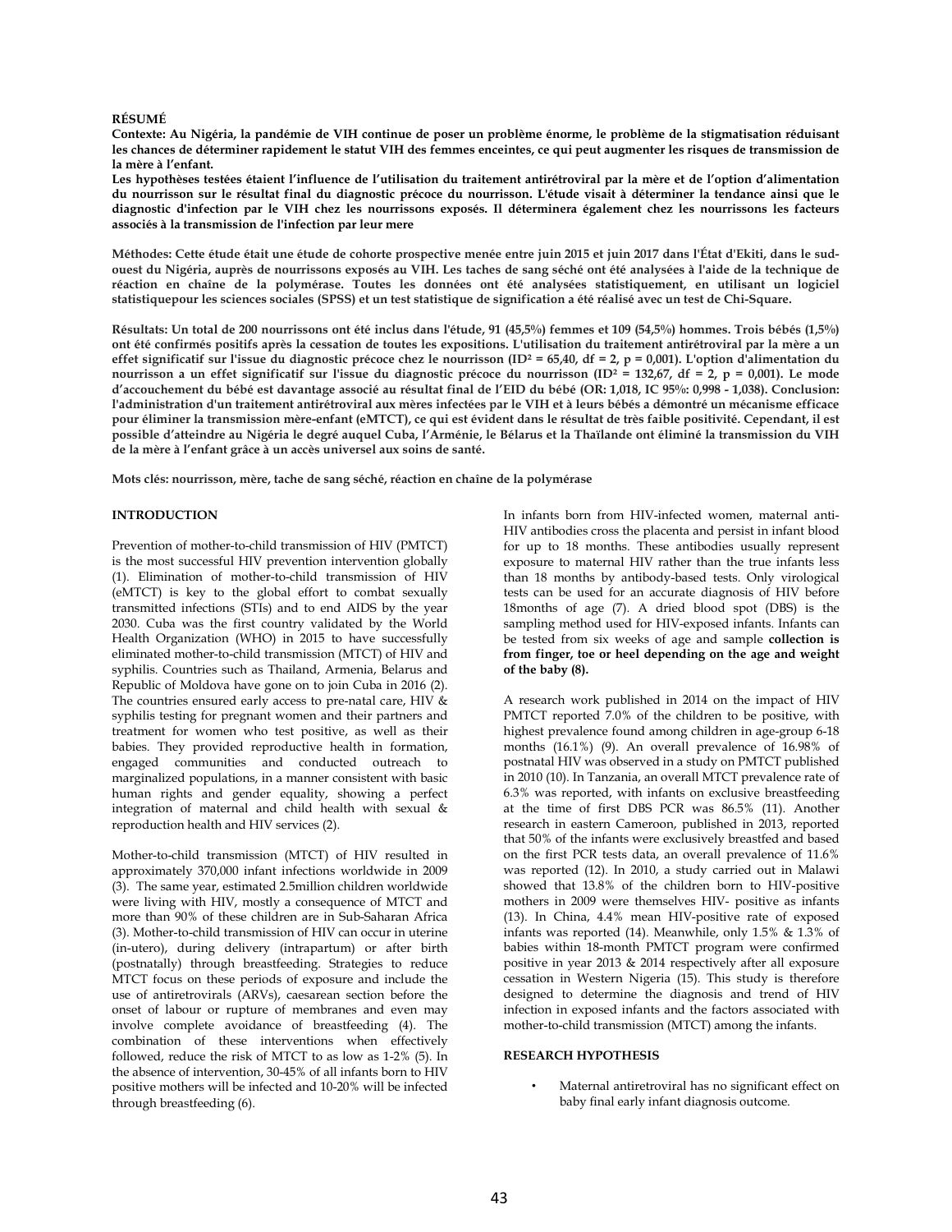**RÉSUMÉ**

**Contexte: Au Nigéria, la pandémie de VIH continue de poser un problème énorme, le problème de la stigmatisation réduisant les chances de déterminer rapidement le statut VIH des femmes enceintes, ce qui peut augmenter les risques de transmission de la mère à l'enfant.**

**Les hypothèses testées étaient l'influence de l'utilisation du traitement antirétroviral par la mère et de l'option d'alimentation du nourrisson sur le résultat final du diagnostic précoce du nourrisson. L'étude visait à déterminer la tendance ainsi que le diagnostic d'infection par le VIH chez les nourrissons exposés. Il déterminera également chez les nourrissons les facteurs associés à la transmission de l'infection par leur mere**

**Méthodes: Cette étude était une étude de cohorte prospective menée entre juin 2015 et juin 2017 dans l'État d'Ekiti, dans le sud-ouest du Nigéria, auprès de nourrissons exposés au VIH. Les taches de sang séché ont été analysées à l'aide de la technique de réaction en chaîne de la polymérase. Toutes les données ont été analysées statistiquement, en utilisant un logiciel statistiquepour les sciences sociales (SPSS) et un test statistique de signification a été réalisé avec un test de Chi-Square.**

**Résultats: Un total de 200 nourrissons ont été inclus dans l'étude, 91 (45,5%) femmes et 109 (54,5%) hommes. Trois bébés (1,5%) ont été confirmés positifs après la cessation de toutes les expositions. L'utilisation du traitement antirétroviral par la mère a un effet significatif sur l'issue du diagnostic précoce chez le nourrisson (ID² = 65,40, df = 2, p = 0,001). L'option d'alimentation du nourrisson a un effet significatif sur l'issue du diagnostic précoce du nourrisson (ID² = 132,67, df = 2, p = 0,001). Le mode d'accouchement du bébé est davantage associé au résultat final de l'EID du bébé (OR: 1,018, IC 95%: 0,998 - 1,038). Conclusion: l'administration d'un traitement antirétroviral aux mères infectées par le VIH et à leurs bébés a démontré un mécanisme efficace pour éliminer la transmission mère-enfant (eMTCT), ce qui est évident dans le résultat de très faible positivité. Cependant, il est possible d'atteindre au Nigéria le degré auquel Cuba, l'Arménie, le Bélarus et la Thaïlande ont éliminé la transmission du VIH de la mère à l'enfant grâce à un accès universel aux soins de santé.**

**Mots clés: nourrisson, mère, tache de sang séché, réaction en chaîne de la polymérase**

## INTRODUCTION

Prevention of mother-to-child transmission of HIV (PMTCT) is the most successful HIV prevention intervention globally (1). Elimination of mother-to-child transmission of HIV (eMTCT) is key to the global effort to combat sexually transmitted infections (STIs) and to end AIDS by the year 2030. Cuba was the first country validated by the World Health Organization (WHO) in 2015 to have successfully eliminated mother-to-child transmission (MTCT) of HIV and syphilis. Countries such as Thailand, Armenia, Belarus and Republic of Moldova have gone on to join Cuba in 2016 (2). The countries ensured early access to pre-natal care, HIV & syphilis testing for pregnant women and their partners and treatment for women who test positive, as well as their babies. They provided reproductive health in formation, engaged communities and conducted outreach to marginalized populations, in a manner consistent with basic human rights and gender equality, showing a perfect integration of maternal and child health with sexual & reproduction health and HIV services (2).

Mother-to-child transmission (MTCT) of HIV resulted in approximately 370,000 infant infections worldwide in 2009 (3). The same year, estimated 2.5million children worldwide were living with HIV, mostly a consequence of MTCT and more than 90% of these children are in Sub-Saharan Africa (3). Mother-to-child transmission of HIV can occur in uterine (in-utero), during delivery (intrapartum) or after birth (postnatally) through breastfeeding. Strategies to reduce MTCT focus on these periods of exposure and include the use of antiretrovirals (ARVs), caesarean section before the onset of labour or rupture of membranes and even may involve complete avoidance of breastfeeding (4). The combination of these interventions when effectively followed, reduce the risk of MTCT to as low as 1-2% (5). In the absence of intervention, 30-45% of all infants born to HIV positive mothers will be infected and 10-20% will be infected through breastfeeding (6).

In infants born from HIV-infected women, maternal anti-HIV antibodies cross the placenta and persist in infant blood for up to 18 months. These antibodies usually represent exposure to maternal HIV rather than the true infants less than 18 months by antibody-based tests. Only virological tests can be used for an accurate diagnosis of HIV before 18months of age (7). A dried blood spot (DBS) is the sampling method used for HIV-exposed infants. Infants can be tested from six weeks of age and sample **collection is from finger, toe or heel depending on the age and weight of the baby (8).**

A research work published in 2014 on the impact of HIV PMTCT reported 7.0% of the children to be positive, with highest prevalence found among children in age-group 6-18 months (16.1%) (9). An overall prevalence of 16.98% of postnatal HIV was observed in a study on PMTCT published in 2010 (10). In Tanzania, an overall MTCT prevalence rate of 6.3% was reported, with infants on exclusive breastfeeding at the time of first DBS PCR was 86.5% (11). Another research in eastern Cameroon, published in 2013, reported that 50% of the infants were exclusively breastfed and based on the first PCR tests data, an overall prevalence of 11.6% was reported (12). In 2010, a study carried out in Malawi showed that 13.8% of the children born to HIV-positive mothers in 2009 were themselves HIV- positive as infants (13). In China, 4.4% mean HIV-positive rate of exposed infants was reported (14). Meanwhile, only 1.5% & 1.3% of babies within 18-month PMTCT program were confirmed positive in year 2013 & 2014 respectively after all exposure cessation in Western Nigeria (15). This study is therefore designed to determine the diagnosis and trend of HIV infection in exposed infants and the factors associated with mother-to-child transmission (MTCT) among the infants.

## RESEARCH HYPOTHESIS

- Maternal antiretroviral has no significant effect on baby final early infant diagnosis outcome.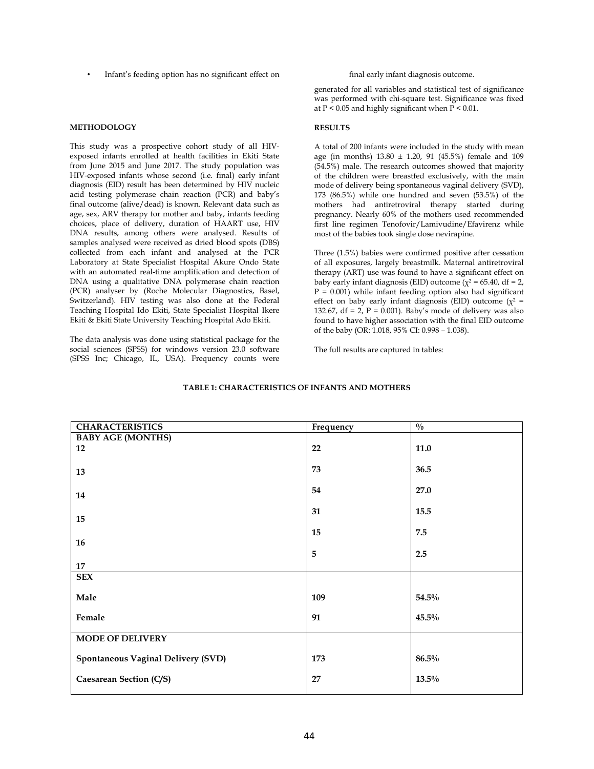- Infant's feeding option has no significant effect on final early infant diagnosis outcome.

## METHODOLOGY

This study was a prospective cohort study of all HIV-exposed infants enrolled at health facilities in Ekiti State from June 2015 and June 2017. The study population was HIV-exposed infants whose second (i.e. final) early infant diagnosis (EID) result has been determined by HIV nucleic acid testing polymerase chain reaction (PCR) and baby's final outcome (alive/dead) is known. Relevant data such as age, sex, ARV therapy for mother and baby, infants feeding choices, place of delivery, duration of HAART use, HIV DNA results, among others were analysed. Results of samples analysed were received as dried blood spots (DBS) collected from each infant and analysed at the PCR Laboratory at State Specialist Hospital Akure Ondo State with an automated real-time amplification and detection of DNA using a qualitative DNA polymerase chain reaction (PCR) analyser by (Roche Molecular Diagnostics, Basel, Switzerland). HIV testing was also done at the Federal Teaching Hospital Ido Ekiti, State Specialist Hospital Ikere Ekiti & Ekiti State University Teaching Hospital Ado Ekiti.

The data analysis was done using statistical package for the social sciences (SPSS) for windows version 23.0 software (SPSS Inc; Chicago, IL, USA). Frequency counts were generated for all variables and statistical test of significance was performed with chi-square test. Significance was fixed at $P < 0.05$ and highly significant when $P < 0.01$.

## RESULTS

A total of 200 infants were included in the study with mean age (in months) 13.80 ± 1.20, 91 (45.5%) female and 109 (54.5%) male. The research outcomes showed that majority of the children were breastfed exclusively, with the main mode of delivery being spontaneous vaginal delivery (SVD), 173 (86.5%) while one hundred and seven (53.5%) of the mothers had antiretroviral therapy started during pregnancy. Nearly 60% of the mothers used recommended first line regimen Tenofovir/Lamivudine/Efavirenz while most of the babies took single dose nevirapine.

Three (1.5%) babies were confirmed positive after cessation of all exposures, largely breastmilk. Maternal antiretroviral therapy (ART) use was found to have a significant effect on baby early infant diagnosis (EID) outcome ($\chi^2 = 65.40$, df = 2, $P = 0.001$) while infant feeding option also had significant effect on baby early infant diagnosis (EID) outcome ($\chi^2 = 132.67$, df = 2, $P = 0.001$). Baby's mode of delivery was also found to have higher association with the final EID outcome of the baby (OR: 1.018, 95% CI: 0.998 – 1.038).

The full results are captured in tables:

**TABLE 1: CHARACTERISTICS OF INFANTS AND MOTHERS**

| CHARACTERISTICS | Frequency | % |
|---|---|---|
| **BABY AGE (MONTHS)** | | |
| **12** | **22** | **11.0** |
| **13** | **73** | **36.5** |
| **14** | **54** | **27.0** |
| **15** | **31** | **15.5** |
| **16** | **15** | **7.5** |
| **17** | **5** | **2.5** |
| **SEX** | | |
| **Male** | **109** | **54.5%** |
| **Female** | **91** | **45.5%** |
| **MODE OF DELIVERY** | | |
| **Spontaneous Vaginal Delivery (SVD)** | **173** | **86.5%** |
| **Caesarean Section (C/S)** | **27** | **13.5%** |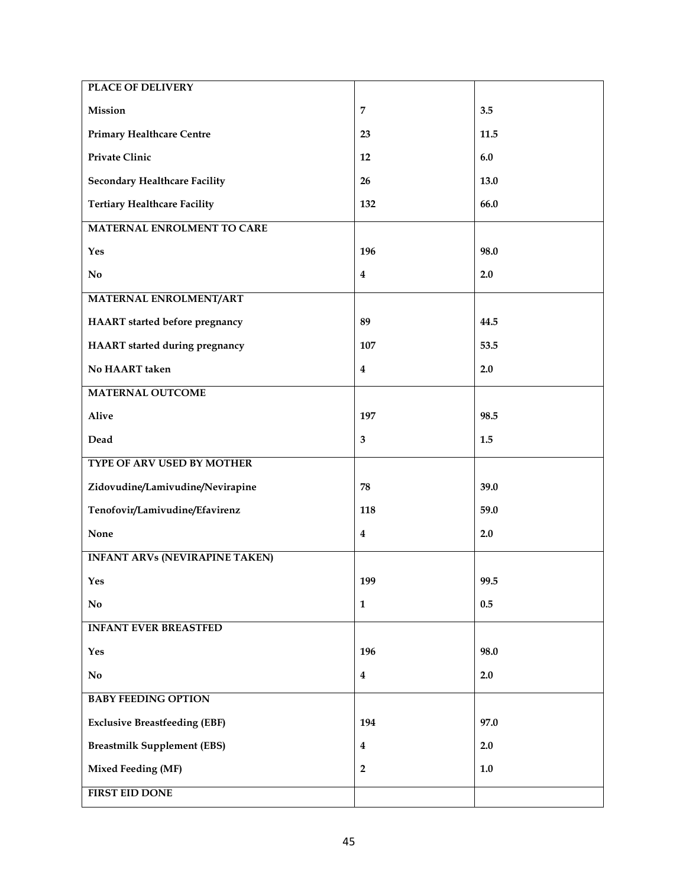| | | |
|---|---|---|
| **PLACE OF DELIVERY** | | |
| **Mission** | **7** | **3.5** |
| **Primary Healthcare Centre** | **23** | **11.5** |
| **Private Clinic** | **12** | **6.0** |
| **Secondary Healthcare Facility** | **26** | **13.0** |
| **Tertiary Healthcare Facility** | **132** | **66.0** |
| **MATERNAL ENROLMENT TO CARE** | | |
| **Yes** | **196** | **98.0** |
| **No** | **4** | **2.0** |
| **MATERNAL ENROLMENT/ART** | | |
| **HAART started before pregnancy** | **89** | **44.5** |
| **HAART started during pregnancy** | **107** | **53.5** |
| **No HAART taken** | **4** | **2.0** |
| **MATERNAL OUTCOME** | | |
| **Alive** | **197** | **98.5** |
| **Dead** | **3** | **1.5** |
| **TYPE OF ARV USED BY MOTHER** | | |
| **Zidovudine/Lamivudine/Nevirapine** | **78** | **39.0** |
| **Tenofovir/Lamivudine/Efavirenz** | **118** | **59.0** |
| **None** | **4** | **2.0** |
| **INFANT ARVs (NEVIRAPINE TAKEN)** | | |
| **Yes** | **199** | **99.5** |
| **No** | **1** | **0.5** |
| **INFANT EVER BREASTFED** | | |
| **Yes** | **196** | **98.0** |
| **No** | **4** | **2.0** |
| **BABY FEEDING OPTION** | | |
| **Exclusive Breastfeeding (EBF)** | **194** | **97.0** |
| **Breastmilk Supplement (EBS)** | **4** | **2.0** |
| **Mixed Feeding (MF)** | **2** | **1.0** |
| **FIRST EID DONE** | | |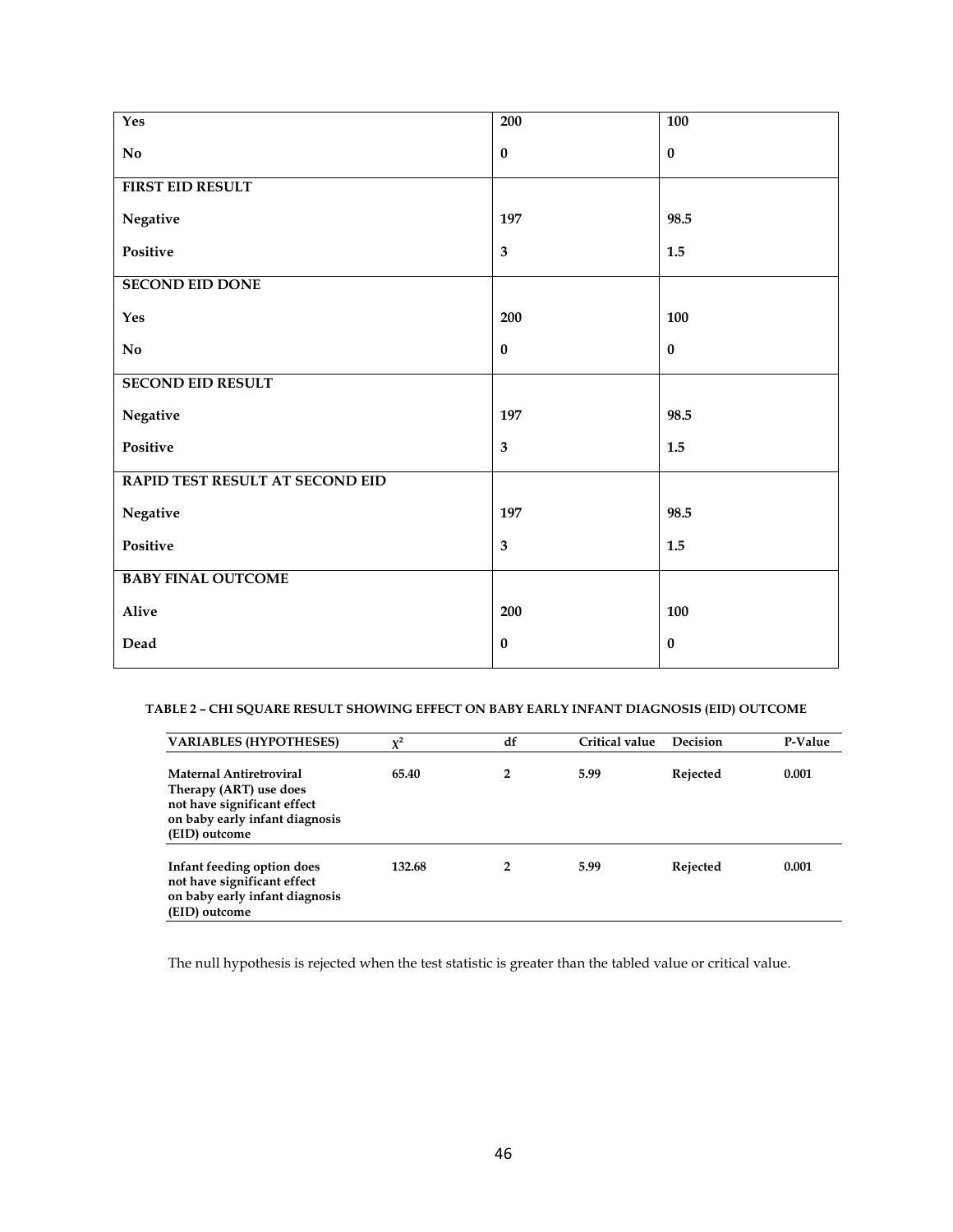| | | |
|---|---|---|
| **Yes** | **200** | **100** |
| **No** | **0** | **0** |
| **FIRST EID RESULT** | | |
| **Negative** | **197** | **98.5** |
| **Positive** | **3** | **1.5** |
| **SECOND EID DONE** | | |
| **Yes** | **200** | **100** |
| **No** | **0** | **0** |
| **SECOND EID RESULT** | | |
| **Negative** | **197** | **98.5** |
| **Positive** | **3** | **1.5** |
| **RAPID TEST RESULT AT SECOND EID** | | |
| **Negative** | **197** | **98.5** |
| **Positive** | **3** | **1.5** |
| **BABY FINAL OUTCOME** | | |
| **Alive** | **200** | **100** |
| **Dead** | **0** | **0** |

**TABLE 2 – CHI SQUARE RESULT SHOWING EFFECT ON BABY EARLY INFANT DIAGNOSIS (EID) OUTCOME**

| VARIABLES (HYPOTHESES) | $\chi^2$ | df | Critical value | Decision | P-Value |
|---|---|---|---|---|---|
| **Maternal Antiretroviral Therapy (ART) use does not have significant effect on baby early infant diagnosis (EID) outcome** | **65.40** | **2** | **5.99** | **Rejected** | **0.001** |
| **Infant feeding option does not have significant effect on baby early infant diagnosis (EID) outcome** | **132.68** | **2** | **5.99** | **Rejected** | **0.001** |

The null hypothesis is rejected when the test statistic is greater than the tabled value or critical value.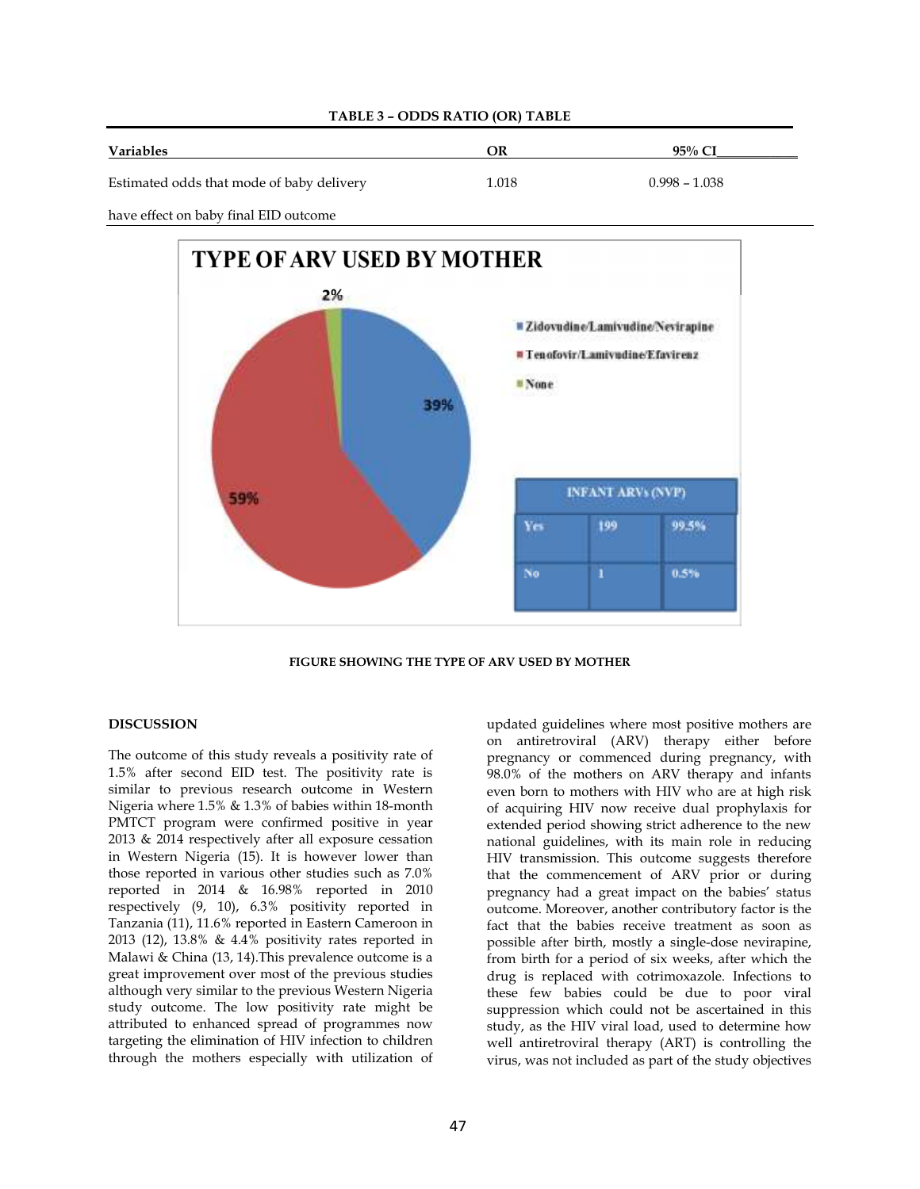**TABLE 3 – ODDS RATIO (OR) TABLE**

| Variables | OR | 95% CI |
|---|---|---|
| Estimated odds that mode of baby delivery have effect on baby final EID outcome | 1.018 | 0.998 – 1.038 |

**FIGURE SHOWING THE TYPE OF ARV USED BY MOTHER**

## DISCUSSION

The outcome of this study reveals a positivity rate of 1.5% after second EID test. The positivity rate is similar to previous research outcome in Western Nigeria where 1.5% & 1.3% of babies within 18-month PMTCT program were confirmed positive in year 2013 & 2014 respectively after all exposure cessation in Western Nigeria (15). It is however lower than those reported in various other studies such as 7.0% reported in 2014 & 16.98% reported in 2010 respectively (9, 10), 6.3% positivity reported in Tanzania (11), 11.6% reported in Eastern Cameroon in 2013 (12), 13.8% & 4.4% positivity rates reported in Malawi & China (13, 14).This prevalence outcome is a great improvement over most of the previous studies although very similar to the previous Western Nigeria study outcome. The low positivity rate might be attributed to enhanced spread of programmes now targeting the elimination of HIV infection to children through the mothers especially with utilization of updated guidelines where most positive mothers are on antiretroviral (ARV) therapy either before pregnancy or commenced during pregnancy, with 98.0% of the mothers on ARV therapy and infants even born to mothers with HIV who are at high risk of acquiring HIV now receive dual prophylaxis for extended period showing strict adherence to the new national guidelines, with its main role in reducing HIV transmission. This outcome suggests therefore that the commencement of ARV prior or during pregnancy had a great impact on the babies' status outcome. Moreover, another contributory factor is the fact that the babies receive treatment as soon as possible after birth, mostly a single-dose nevirapine, from birth for a period of six weeks, after which the drug is replaced with cotrimoxazole. Infections to these few babies could be due to poor viral suppression which could not be ascertained in this study, as the HIV viral load, used to determine how well antiretroviral therapy (ART) is controlling the virus, was not included as part of the study objectives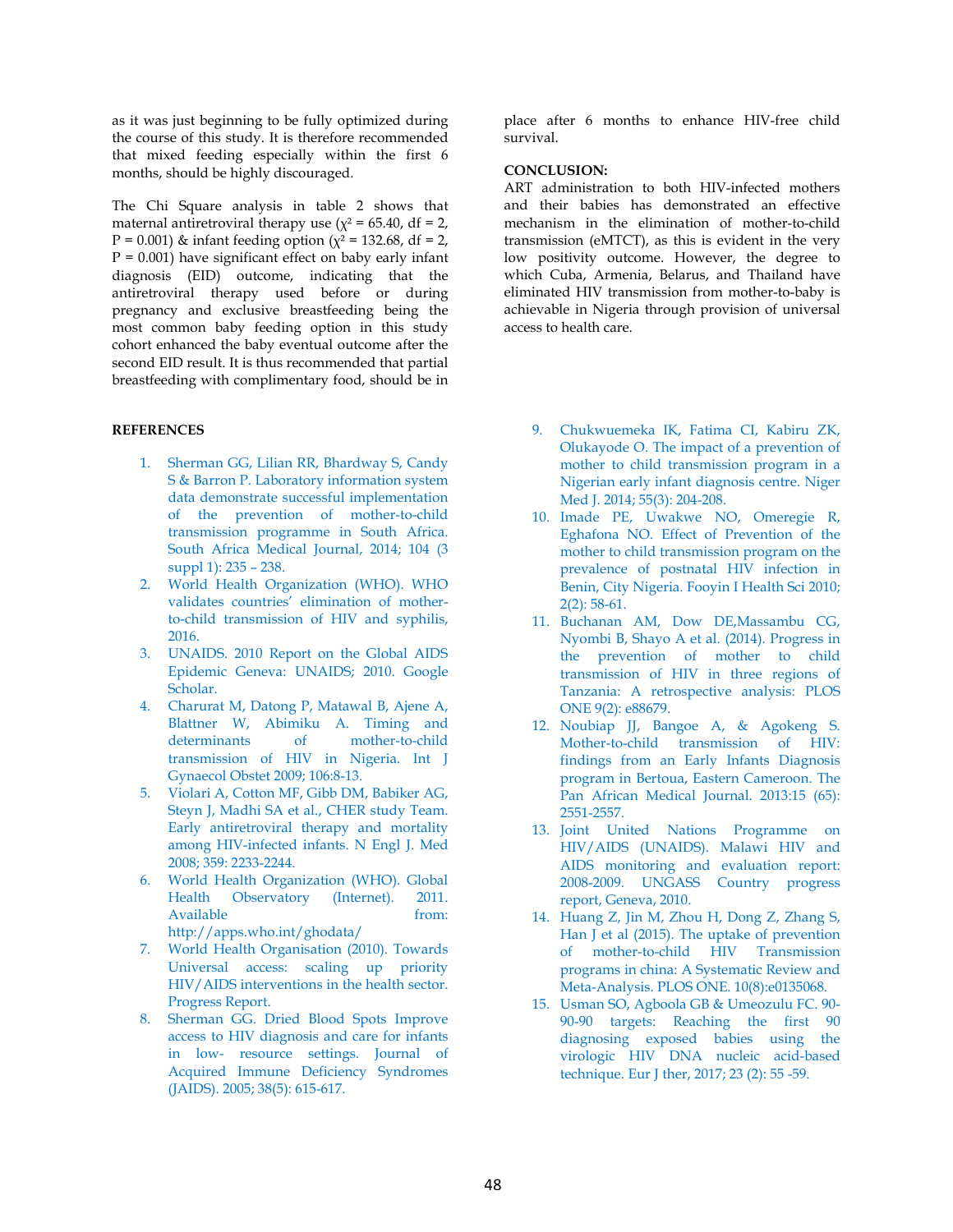as it was just beginning to be fully optimized during the course of this study. It is therefore recommended that mixed feeding especially within the first 6 months, should be highly discouraged.

The Chi Square analysis in table 2 shows that maternal antiretroviral therapy use ($\chi^2 = 65.40$, df = 2, P = 0.001) & infant feeding option ($\chi^2 = 132.68$, df = 2, P = 0.001) have significant effect on baby early infant diagnosis (EID) outcome, indicating that the antiretroviral therapy used before or during pregnancy and exclusive breastfeeding being the most common baby feeding option in this study cohort enhanced the baby eventual outcome after the second EID result. It is thus recommended that partial breastfeeding with complimentary food, should be in place after 6 months to enhance HIV-free child survival.

**CONCLUSION:**

ART administration to both HIV-infected mothers and their babies has demonstrated an effective mechanism in the elimination of mother-to-child transmission (eMTCT), as this is evident in the very low positivity outcome. However, the degree to which Cuba, Armenia, Belarus, and Thailand have eliminated HIV transmission from mother-to-baby is achievable in Nigeria through provision of universal access to health care.

**REFERENCES**

1. Sherman GG, Lilian RR, Bhardway S, Candy S & Barron P. Laboratory information system data demonstrate successful implementation of the prevention of mother-to-child transmission programme in South Africa. South Africa Medical Journal, 2014; 104 (3 suppl 1): 235 – 238.
2. World Health Organization (WHO). WHO validates countries' elimination of mother-to-child transmission of HIV and syphilis, 2016.
3. UNAIDS. 2010 Report on the Global AIDS Epidemic Geneva: UNAIDS; 2010. Google Scholar.
4. Charurat M, Datong P, Matawal B, Ajene A, Blattner W, Abimiku A. Timing and determinants of mother-to-child transmission of HIV in Nigeria. Int J Gynaecol Obstet 2009; 106:8-13.
5. Violari A, Cotton MF, Gibb DM, Babiker AG, Steyn J, Madhi SA et al., CHER study Team. Early antiretroviral therapy and mortality among HIV-infected infants. N Engl J. Med 2008; 359: 2233-2244.
6. World Health Organization (WHO). Global Health Observatory (Internet). 2011. Available from: http://apps.who.int/ghodata/
7. World Health Organisation (2010). Towards Universal access: scaling up priority HIV/AIDS interventions in the health sector. Progress Report.
8. Sherman GG. Dried Blood Spots Improve access to HIV diagnosis and care for infants in low- resource settings. Journal of Acquired Immune Deficiency Syndromes (JAIDS). 2005; 38(5): 615-617.
9. Chukwuemeka IK, Fatima CI, Kabiru ZK, Olukayode O. The impact of a prevention of mother to child transmission program in a Nigerian early infant diagnosis centre. Niger Med J. 2014; 55(3): 204-208.
10. Imade PE, Uwakwe NO, Omeregie R, Eghafona NO. Effect of Prevention of the mother to child transmission program on the prevalence of postnatal HIV infection in Benin, City Nigeria. Fooyin I Health Sci 2010; 2(2): 58-61.
11. Buchanan AM, Dow DE,Massambu CG, Nyombi B, Shayo A et al. (2014). Progress in the prevention of mother to child transmission of HIV in three regions of Tanzania: A retrospective analysis: PLOS ONE 9(2): e88679.
12. Noubiap JJ, Bangoe A, & Agokeng S. Mother-to-child transmission of HIV: findings from an Early Infants Diagnosis program in Bertoua, Eastern Cameroon. The Pan African Medical Journal. 2013:15 (65): 2551-2557.
13. Joint United Nations Programme on HIV/AIDS (UNAIDS). Malawi HIV and AIDS monitoring and evaluation report: 2008-2009. UNGASS Country progress report, Geneva, 2010.
14. Huang Z, Jin M, Zhou H, Dong Z, Zhang S, Han J et al (2015). The uptake of prevention of mother-to-child HIV Transmission programs in china: A Systematic Review and Meta-Analysis. PLOS ONE. 10(8):e0135068.
15. Usman SO, Agboola GB & Umeozulu FC. 90-90-90 targets: Reaching the first 90 diagnosing exposed babies using the virologic HIV DNA nucleic acid-based technique. Eur J ther, 2017; 23 (2): 55 -59.